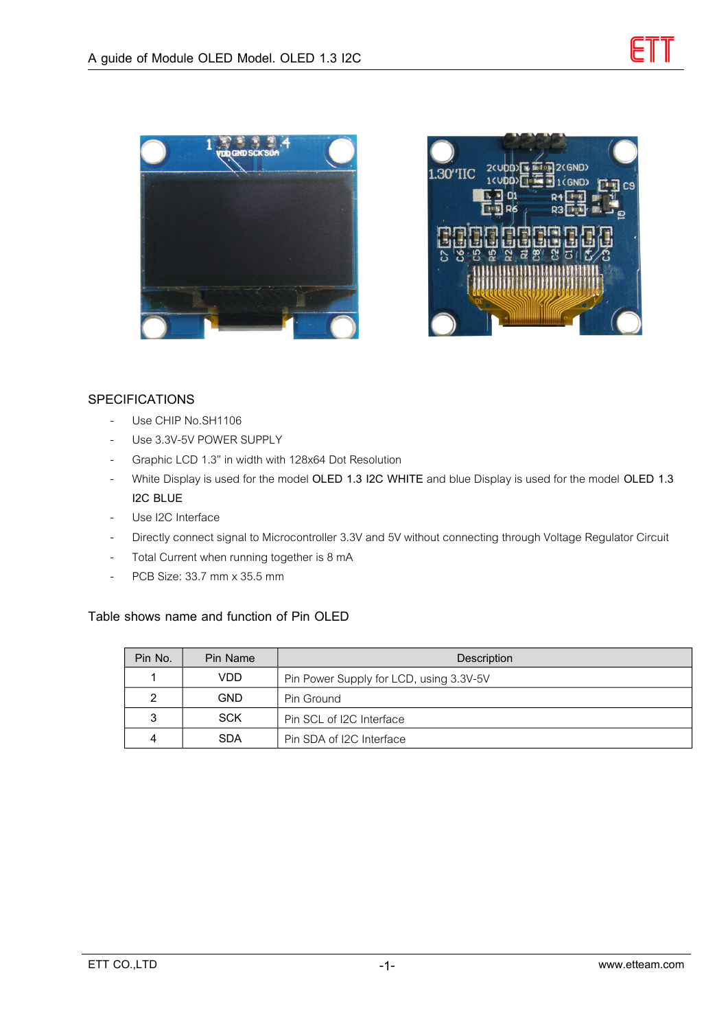## SPECIFICATIONS

- Use CHIP No.SH1106
- Use 3.3V-5V POWER SUPPLY
- Graphic LCD 1.3" in width with 128x64 Dot Resolution
- White Display is used for the model **OLED 1.3 I2C WHITE** and blue Display is used for the model **OLED 1.3 I2C BLUE**
- Use I2C Interface
- Directly connect signal to Microcontroller 3.3V and 5V without connecting through Voltage Regulator Circuit
- Total Current when running together is 8 mA
- PCB Size: 33.7 mm x 35.5 mm

## Table shows name and function of Pin OLED

| Pin No. | Pin Name | Description |
|---|---|---|
| 1 | VDD | Pin Power Supply for LCD, using 3.3V-5V |
| 2 | GND | Pin Ground |
| 3 | SCK | Pin SCL of I2C Interface |
| 4 | SDA | Pin SDA of I2C Interface |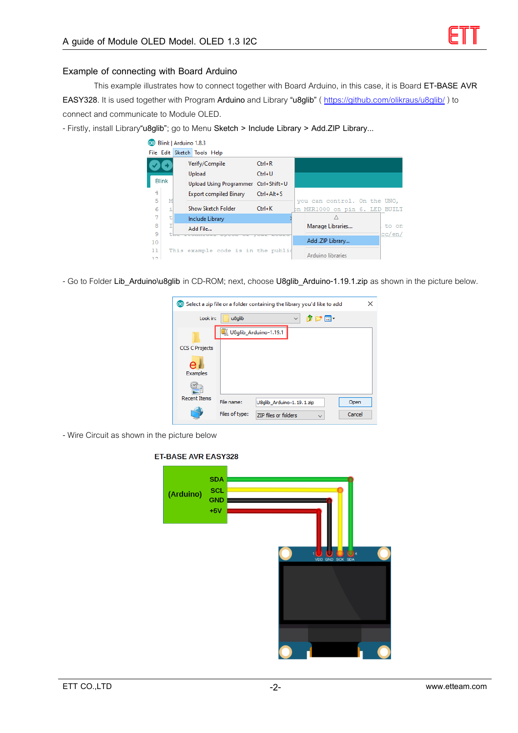## Example of connecting with Board Arduino

This example illustrates how to connect together with Board Arduino, in this case, it is Board **ET-BASE AVR EASY328**. It is used together with Program **Arduino** and Library **"u8glib"** ( https://github.com/olikraus/u8glib/ ) to connect and communicate to Module OLED.

- Firstly, install Library**"u8glib"**; go to Menu **Sketch > Include Library > Add.ZIP Library...**

- Go to Folder **Lib_Arduino\u8glib** in CD-ROM; next, choose **U8glib_Arduino-1.19.1.zip** as shown in the picture below.

- Wire Circuit as shown in the picture below

**ET-BASE AVR EASY328**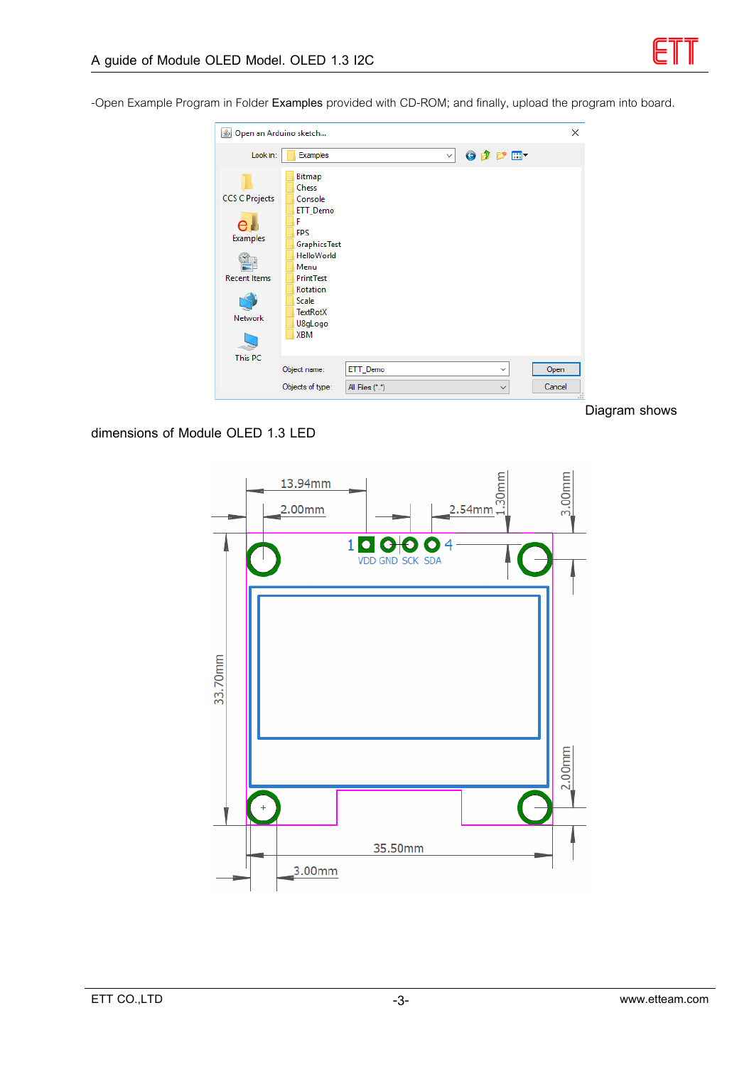-Open Example Program in Folder **Examples** provided with CD-ROM; and finally, upload the program into board.

Diagram shows dimensions of Module OLED 1.3 LED